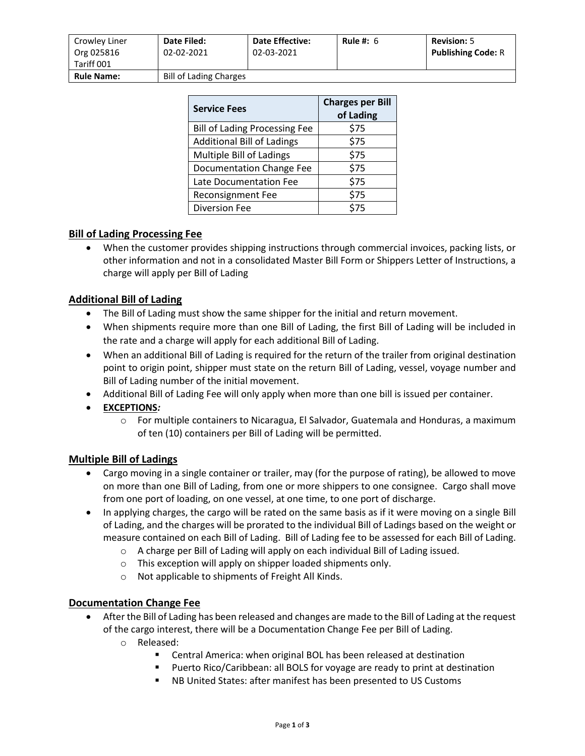| Crowley Liner Org 025816 Tariff 001 | **Date Filed:** 02-02-2021 | **Date Effective:** 02-03-2021 | **Rule #:** 6 | **Revision:** 5 **Publishing Code:** R |
|---|---|---|---|---|
| **Rule Name:** | Bill of Lading Charges | | | |

| **Service Fees** | **Charges per Bill of Lading** |
|---|---|
| Bill of Lading Processing Fee | $75 |
| Additional Bill of Ladings | $75 |
| Multiple Bill of Ladings | $75 |
| Documentation Change Fee | $75 |
| Late Documentation Fee | $75 |
| Reconsignment Fee | $75 |
| Diversion Fee | $75 |

## Bill of Lading Processing Fee

- When the customer provides shipping instructions through commercial invoices, packing lists, or other information and not in a consolidated Master Bill Form or Shippers Letter of Instructions, a charge will apply per Bill of Lading

## Additional Bill of Lading

- The Bill of Lading must show the same shipper for the initial and return movement.
- When shipments require more than one Bill of Lading, the first Bill of Lading will be included in the rate and a charge will apply for each additional Bill of Lading.
- When an additional Bill of Lading is required for the return of the trailer from original destination point to origin point, shipper must state on the return Bill of Lading, vessel, voyage number and Bill of Lading number of the initial movement.
- Additional Bill of Lading Fee will only apply when more than one bill is issued per container.
- **EXCEPTIONS*:***
  - For multiple containers to Nicaragua, El Salvador, Guatemala and Honduras, a maximum of ten (10) containers per Bill of Lading will be permitted.

## Multiple Bill of Ladings

- Cargo moving in a single container or trailer, may (for the purpose of rating), be allowed to move on more than one Bill of Lading, from one or more shippers to one consignee. Cargo shall move from one port of loading, on one vessel, at one time, to one port of discharge.
- In applying charges, the cargo will be rated on the same basis as if it were moving on a single Bill of Lading, and the charges will be prorated to the individual Bill of Ladings based on the weight or measure contained on each Bill of Lading. Bill of Lading fee to be assessed for each Bill of Lading.
  - A charge per Bill of Lading will apply on each individual Bill of Lading issued.
  - This exception will apply on shipper loaded shipments only.
  - Not applicable to shipments of Freight All Kinds.

## Documentation Change Fee

- After the Bill of Lading has been released and changes are made to the Bill of Lading at the request of the cargo interest, there will be a Documentation Change Fee per Bill of Lading.
  - Released:
    - Central America: when original BOL has been released at destination
    - Puerto Rico/Caribbean: all BOLS for voyage are ready to print at destination
    - NB United States: after manifest has been presented to US Customs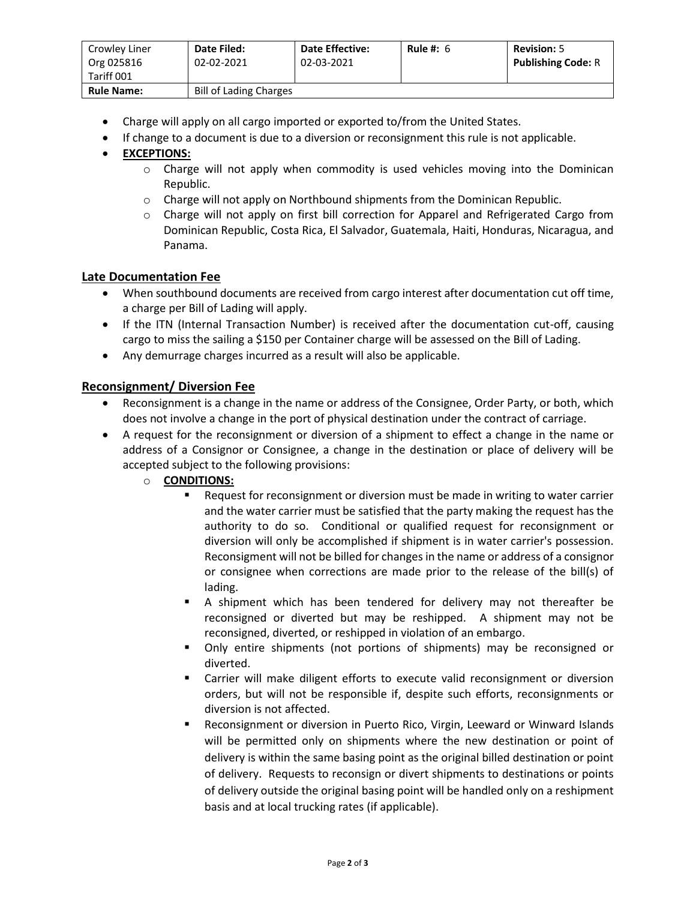| Crowley Liner<br>Org 025816<br>Tariff 001 | **Date Filed:**<br>02-02-2021 | **Date Effective:**<br>02-03-2021 | **Rule #:** 6 | **Revision:** 5<br>**Publishing Code:** R |
|---|---|---|---|---|
| **Rule Name:** | Bill of Lading Charges | | | |

- Charge will apply on all cargo imported or exported to/from the United States.
- If change to a document is due to a diversion or reconsignment this rule is not applicable.
- **EXCEPTIONS:**
  - Charge will not apply when commodity is used vehicles moving into the Dominican Republic.
  - Charge will not apply on Northbound shipments from the Dominican Republic.
  - Charge will not apply on first bill correction for Apparel and Refrigerated Cargo from Dominican Republic, Costa Rica, El Salvador, Guatemala, Haiti, Honduras, Nicaragua, and Panama.

## Late Documentation Fee

- When southbound documents are received from cargo interest after documentation cut off time, a charge per Bill of Lading will apply.
- If the ITN (Internal Transaction Number) is received after the documentation cut-off, causing cargo to miss the sailing a $150 per Container charge will be assessed on the Bill of Lading.
- Any demurrage charges incurred as a result will also be applicable.

## Reconsignment/ Diversion Fee

- Reconsignment is a change in the name or address of the Consignee, Order Party, or both, which does not involve a change in the port of physical destination under the contract of carriage.
- A request for the reconsignment or diversion of a shipment to effect a change in the name or address of a Consignor or Consignee, a change in the destination or place of delivery will be accepted subject to the following provisions:
  - **CONDITIONS:**
    - Request for reconsignment or diversion must be made in writing to water carrier and the water carrier must be satisfied that the party making the request has the authority to do so. Conditional or qualified request for reconsignment or diversion will only be accomplished if shipment is in water carrier's possession. Reconsigment will not be billed for changes in the name or address of a consignor or consignee when corrections are made prior to the release of the bill(s) of lading.
    - A shipment which has been tendered for delivery may not thereafter be reconsigned or diverted but may be reshipped. A shipment may not be reconsigned, diverted, or reshipped in violation of an embargo.
    - Only entire shipments (not portions of shipments) may be reconsigned or diverted.
    - Carrier will make diligent efforts to execute valid reconsignment or diversion orders, but will not be responsible if, despite such efforts, reconsignments or diversion is not affected.
    - Reconsignment or diversion in Puerto Rico, Virgin, Leeward or Winward Islands will be permitted only on shipments where the new destination or point of delivery is within the same basing point as the original billed destination or point of delivery. Requests to reconsign or divert shipments to destinations or points of delivery outside the original basing point will be handled only on a reshipment basis and at local trucking rates (if applicable).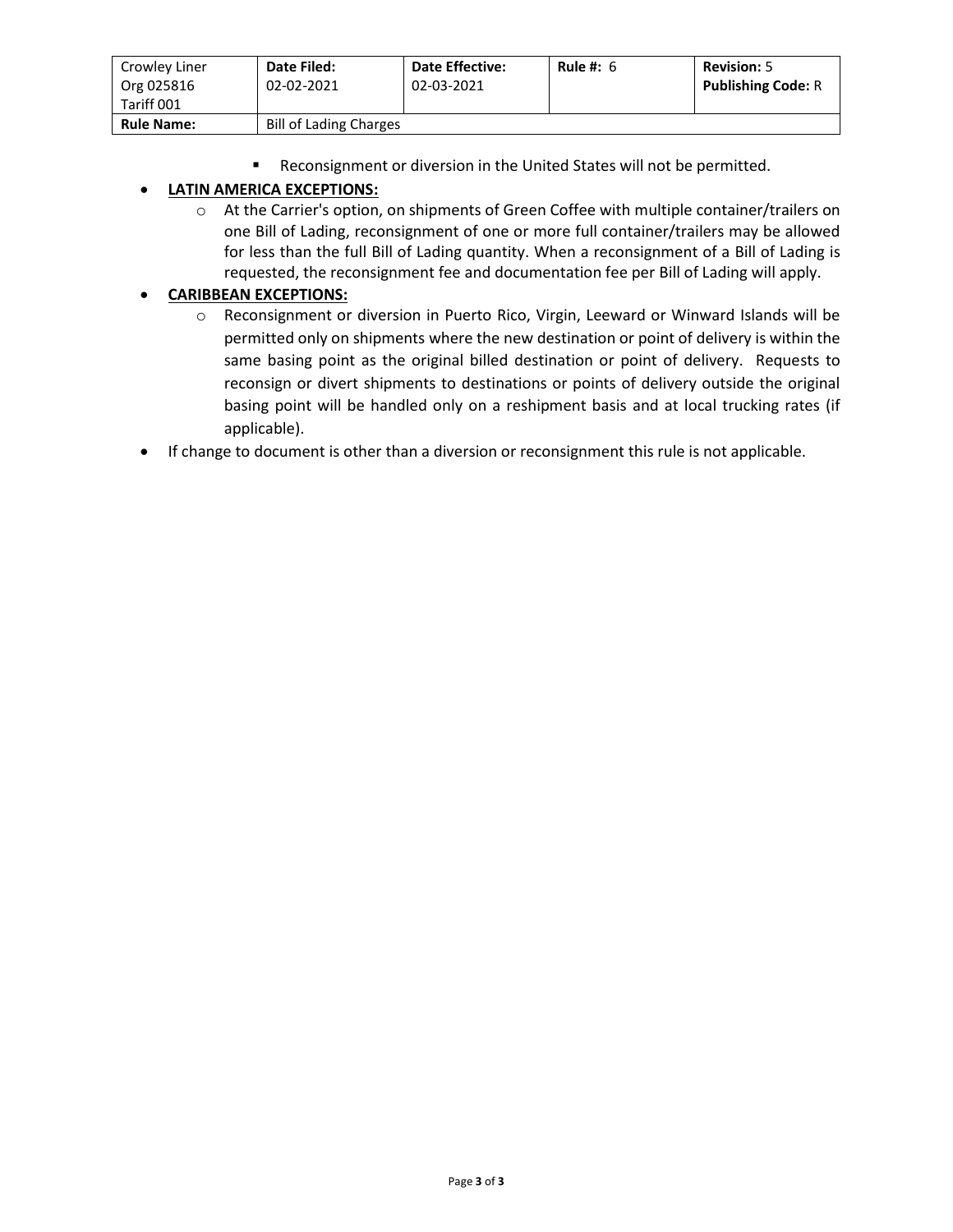- Reconsignment or diversion in the United States will not be permitted.

- **LATIN AMERICA EXCEPTIONS:**
    - At the Carrier's option, on shipments of Green Coffee with multiple container/trailers on one Bill of Lading, reconsignment of one or more full container/trailers may be allowed for less than the full Bill of Lading quantity. When a reconsignment of a Bill of Lading is requested, the reconsignment fee and documentation fee per Bill of Lading will apply.
- **CARIBBEAN EXCEPTIONS:**
    - Reconsignment or diversion in Puerto Rico, Virgin, Leeward or Winward Islands will be permitted only on shipments where the new destination or point of delivery is within the same basing point as the original billed destination or point of delivery. Requests to reconsign or divert shipments to destinations or points of delivery outside the original basing point will be handled only on a reshipment basis and at local trucking rates (if applicable).
- If change to document is other than a diversion or reconsignment this rule is not applicable.